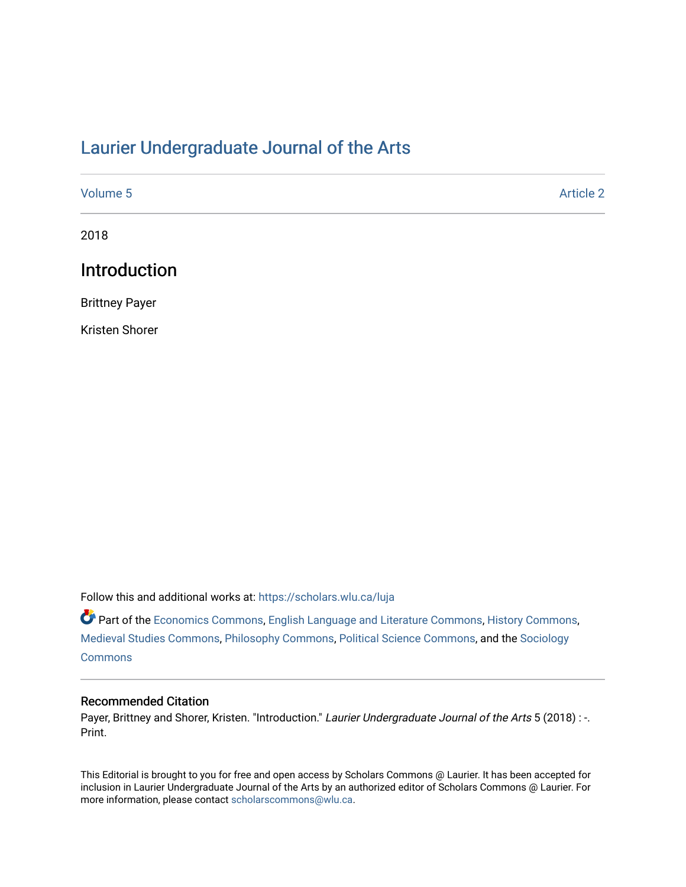# Laurier Undergraduate Journal of the Arts

Volume 5 Article 2

2018

## Introduction

Brittney Payer

Kristen Shorer

Follow this and additional works at: https://scholars.wlu.ca/luja

Part of the Economics Commons, English Language and Literature Commons, History Commons, Medieval Studies Commons, Philosophy Commons, Political Science Commons, and the Sociology Commons

### Recommended Citation

Payer, Brittney and Shorer, Kristen. "Introduction." *Laurier Undergraduate Journal of the Arts* 5 (2018) : -. Print.

This Editorial is brought to you for free and open access by Scholars Commons @ Laurier. It has been accepted for inclusion in Laurier Undergraduate Journal of the Arts by an authorized editor of Scholars Commons @ Laurier. For more information, please contact scholarscommons@wlu.ca.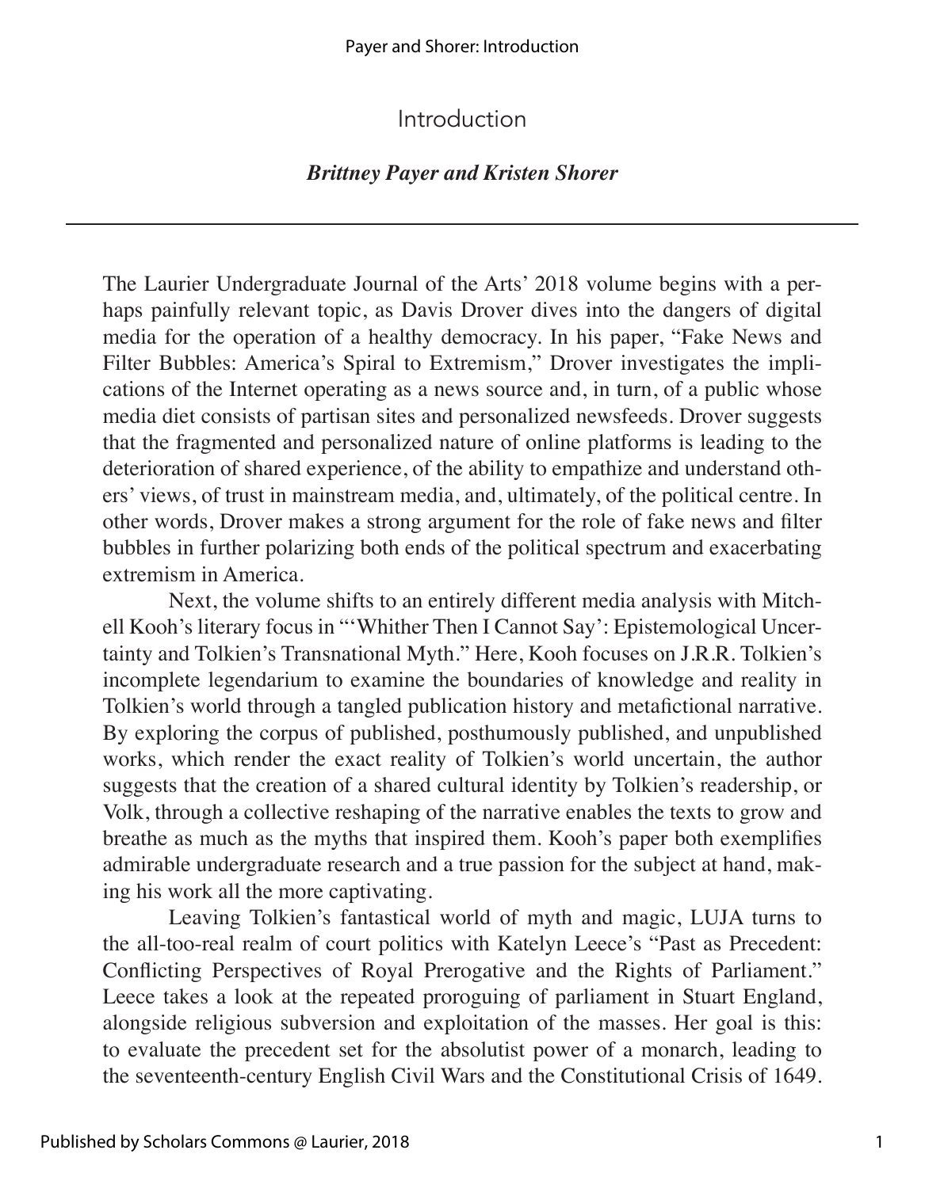# Introduction

***Brittney Payer and Kristen Shorer***

---

The Laurier Undergraduate Journal of the Arts' 2018 volume begins with a perhaps painfully relevant topic, as Davis Drover dives into the dangers of digital media for the operation of a healthy democracy. In his paper, "Fake News and Filter Bubbles: America's Spiral to Extremism," Drover investigates the implications of the Internet operating as a news source and, in turn, of a public whose media diet consists of partisan sites and personalized newsfeeds. Drover suggests that the fragmented and personalized nature of online platforms is leading to the deterioration of shared experience, of the ability to empathize and understand others' views, of trust in mainstream media, and, ultimately, of the political centre. In other words, Drover makes a strong argument for the role of fake news and filter bubbles in further polarizing both ends of the political spectrum and exacerbating extremism in America.

Next, the volume shifts to an entirely different media analysis with Mitchell Kooh's literary focus in "'Whither Then I Cannot Say': Epistemological Uncertainty and Tolkien's Transnational Myth." Here, Kooh focuses on J.R.R. Tolkien's incomplete legendarium to examine the boundaries of knowledge and reality in Tolkien's world through a tangled publication history and metafictional narrative. By exploring the corpus of published, posthumously published, and unpublished works, which render the exact reality of Tolkien's world uncertain, the author suggests that the creation of a shared cultural identity by Tolkien's readership, or Volk, through a collective reshaping of the narrative enables the texts to grow and breathe as much as the myths that inspired them. Kooh's paper both exemplifies admirable undergraduate research and a true passion for the subject at hand, making his work all the more captivating.

Leaving Tolkien's fantastical world of myth and magic, LUJA turns to the all-too-real realm of court politics with Katelyn Leece's "Past as Precedent: Conflicting Perspectives of Royal Prerogative and the Rights of Parliament." Leece takes a look at the repeated proroguing of parliament in Stuart England, alongside religious subversion and exploitation of the masses. Her goal is this: to evaluate the precedent set for the absolutist power of a monarch, leading to the seventeenth-century English Civil Wars and the Constitutional Crisis of 1649.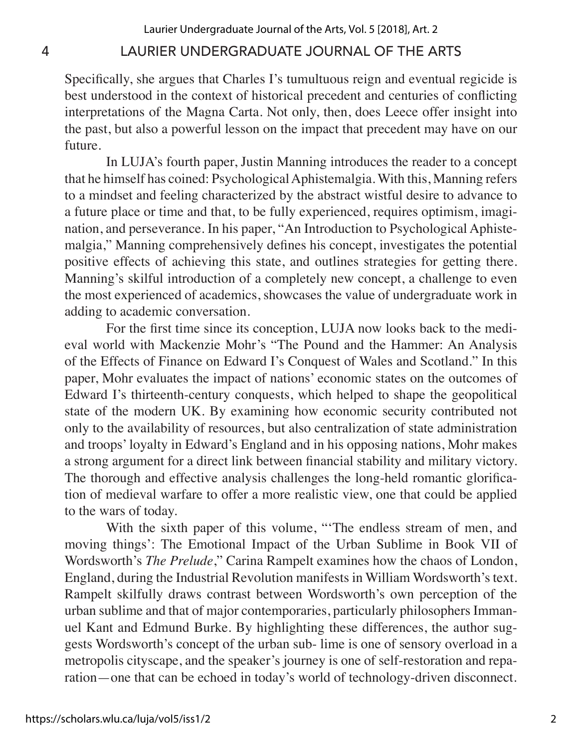Specifically, she argues that Charles I's tumultuous reign and eventual regicide is best understood in the context of historical precedent and centuries of conflicting interpretations of the Magna Carta. Not only, then, does Leece offer insight into the past, but also a powerful lesson on the impact that precedent may have on our future.

In LUJA's fourth paper, Justin Manning introduces the reader to a concept that he himself has coined: Psychological Aphistemalgia. With this, Manning refers to a mindset and feeling characterized by the abstract wistful desire to advance to a future place or time and that, to be fully experienced, requires optimism, imagination, and perseverance. In his paper, "An Introduction to Psychological Aphistemalgia," Manning comprehensively defines his concept, investigates the potential positive effects of achieving this state, and outlines strategies for getting there. Manning's skilful introduction of a completely new concept, a challenge to even the most experienced of academics, showcases the value of undergraduate work in adding to academic conversation.

For the first time since its conception, LUJA now looks back to the medieval world with Mackenzie Mohr's "The Pound and the Hammer: An Analysis of the Effects of Finance on Edward I's Conquest of Wales and Scotland." In this paper, Mohr evaluates the impact of nations' economic states on the outcomes of Edward I's thirteenth-century conquests, which helped to shape the geopolitical state of the modern UK. By examining how economic security contributed not only to the availability of resources, but also centralization of state administration and troops' loyalty in Edward's England and in his opposing nations, Mohr makes a strong argument for a direct link between financial stability and military victory. The thorough and effective analysis challenges the long-held romantic glorification of medieval warfare to offer a more realistic view, one that could be applied to the wars of today.

With the sixth paper of this volume, "'The endless stream of men, and moving things': The Emotional Impact of the Urban Sublime in Book VII of Wordsworth's *The Prelude*," Carina Rampelt examines how the chaos of London, England, during the Industrial Revolution manifests in William Wordsworth's text. Rampelt skilfully draws contrast between Wordsworth's own perception of the urban sublime and that of major contemporaries, particularly philosophers Immanuel Kant and Edmund Burke. By highlighting these differences, the author suggests Wordsworth's concept of the urban sub- lime is one of sensory overload in a metropolis cityscape, and the speaker's journey is one of self-restoration and reparation—one that can be echoed in today's world of technology-driven disconnect.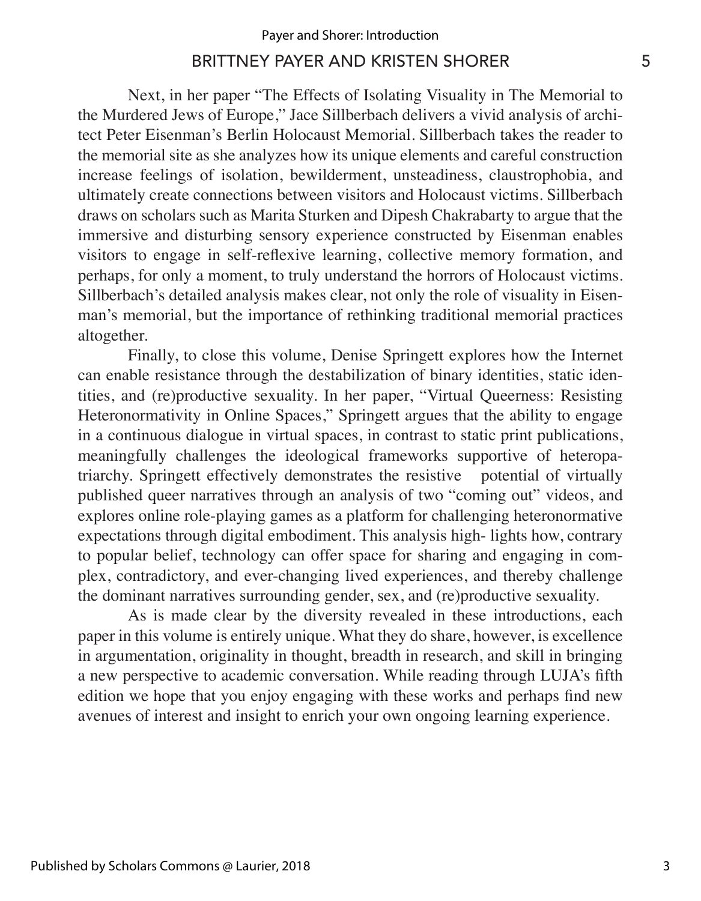Next, in her paper "The Effects of Isolating Visuality in The Memorial to the Murdered Jews of Europe," Jace Sillberbach delivers a vivid analysis of architect Peter Eisenman's Berlin Holocaust Memorial. Sillberbach takes the reader to the memorial site as she analyzes how its unique elements and careful construction increase feelings of isolation, bewilderment, unsteadiness, claustrophobia, and ultimately create connections between visitors and Holocaust victims. Sillberbach draws on scholars such as Marita Sturken and Dipesh Chakrabarty to argue that the immersive and disturbing sensory experience constructed by Eisenman enables visitors to engage in self-reflexive learning, collective memory formation, and perhaps, for only a moment, to truly understand the horrors of Holocaust victims. Sillberbach's detailed analysis makes clear, not only the role of visuality in Eisenman's memorial, but the importance of rethinking traditional memorial practices altogether.

Finally, to close this volume, Denise Springett explores how the Internet can enable resistance through the destabilization of binary identities, static identities, and (re)productive sexuality. In her paper, "Virtual Queerness: Resisting Heteronormativity in Online Spaces," Springett argues that the ability to engage in a continuous dialogue in virtual spaces, in contrast to static print publications, meaningfully challenges the ideological frameworks supportive of heteropatriarchy. Springett effectively demonstrates the resistive potential of virtually published queer narratives through an analysis of two "coming out" videos, and explores online role-playing games as a platform for challenging heteronormative expectations through digital embodiment. This analysis high- lights how, contrary to popular belief, technology can offer space for sharing and engaging in complex, contradictory, and ever-changing lived experiences, and thereby challenge the dominant narratives surrounding gender, sex, and (re)productive sexuality.

As is made clear by the diversity revealed in these introductions, each paper in this volume is entirely unique. What they do share, however, is excellence in argumentation, originality in thought, breadth in research, and skill in bringing a new perspective to academic conversation. While reading through LUJA's fifth edition we hope that you enjoy engaging with these works and perhaps find new avenues of interest and insight to enrich your own ongoing learning experience.